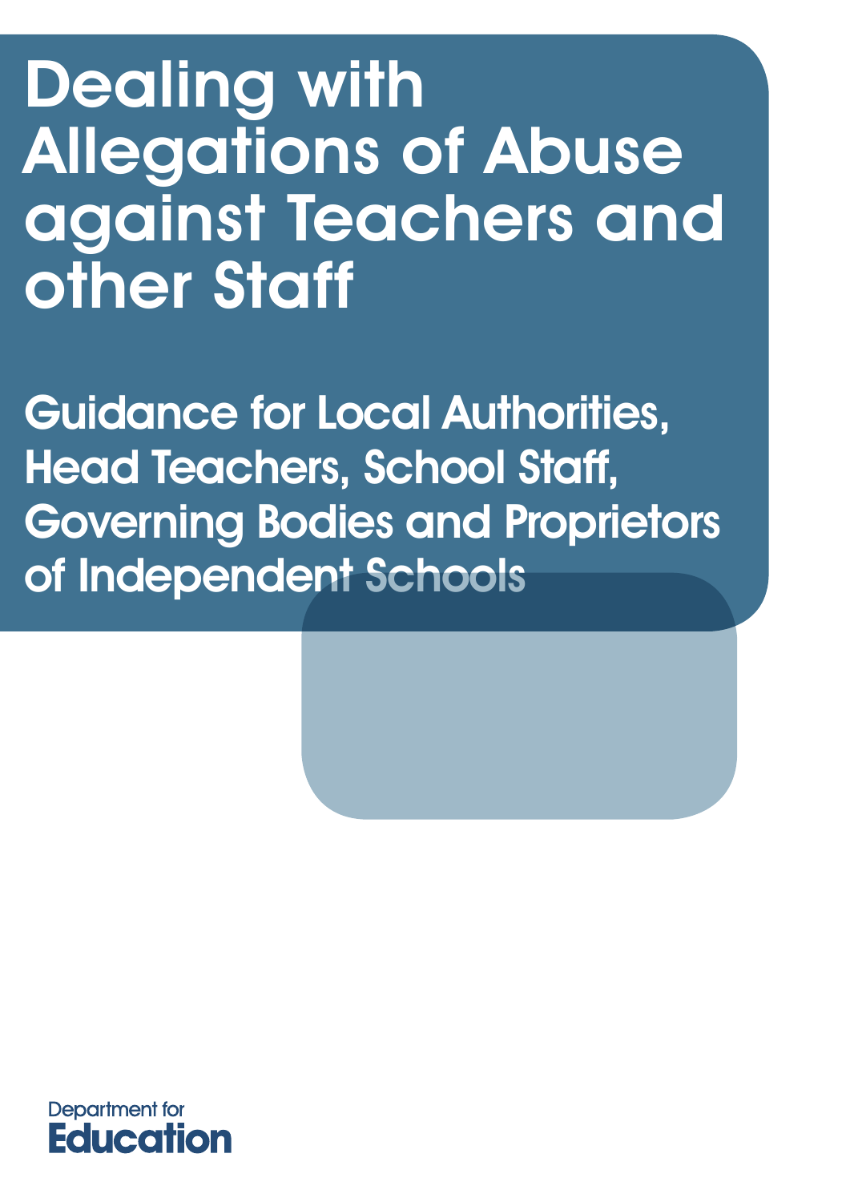# Dealing with Allegations of Abuse against Teachers and other Staff

## Guidance for Local Authorities, Head Teachers, School Staff, Governing Bodies and Proprietors of Independent Schools

Department for Education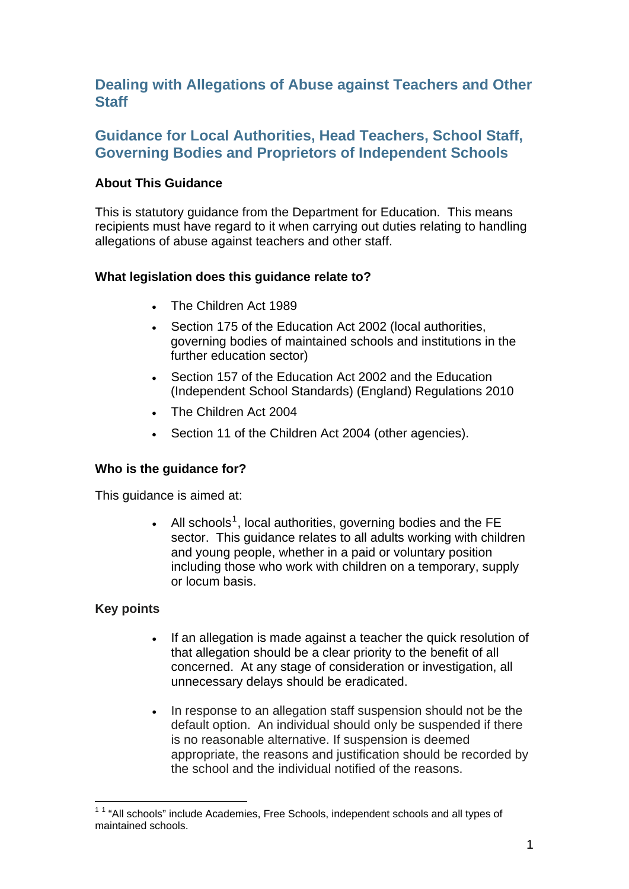# Dealing with Allegations of Abuse against Teachers and Other Staff

## Guidance for Local Authorities, Head Teachers, School Staff, Governing Bodies and Proprietors of Independent Schools

### About This Guidance

This is statutory guidance from the Department for Education. This means recipients must have regard to it when carrying out duties relating to handling allegations of abuse against teachers and other staff.

### What legislation does this guidance relate to?

- The Children Act 1989
- Section 175 of the Education Act 2002 (local authorities, governing bodies of maintained schools and institutions in the further education sector)
- Section 157 of the Education Act 2002 and the Education (Independent School Standards) (England) Regulations 2010
- The Children Act 2004
- Section 11 of the Children Act 2004 (other agencies).

### Who is the guidance for?

This guidance is aimed at:

- All schools[1], local authorities, governing bodies and the FE sector. This guidance relates to all adults working with children and young people, whether in a paid or voluntary position including those who work with children on a temporary, supply or locum basis.

### Key points

- If an allegation is made against a teacher the quick resolution of that allegation should be a clear priority to the benefit of all concerned. At any stage of consideration or investigation, all unnecessary delays should be eradicated.
- In response to an allegation staff suspension should not be the default option. An individual should only be suspended if there is no reasonable alternative. If suspension is deemed appropriate, the reasons and justification should be recorded by the school and the individual notified of the reasons.

---

[1] [1] "All schools" include Academies, Free Schools, independent schools and all types of maintained schools.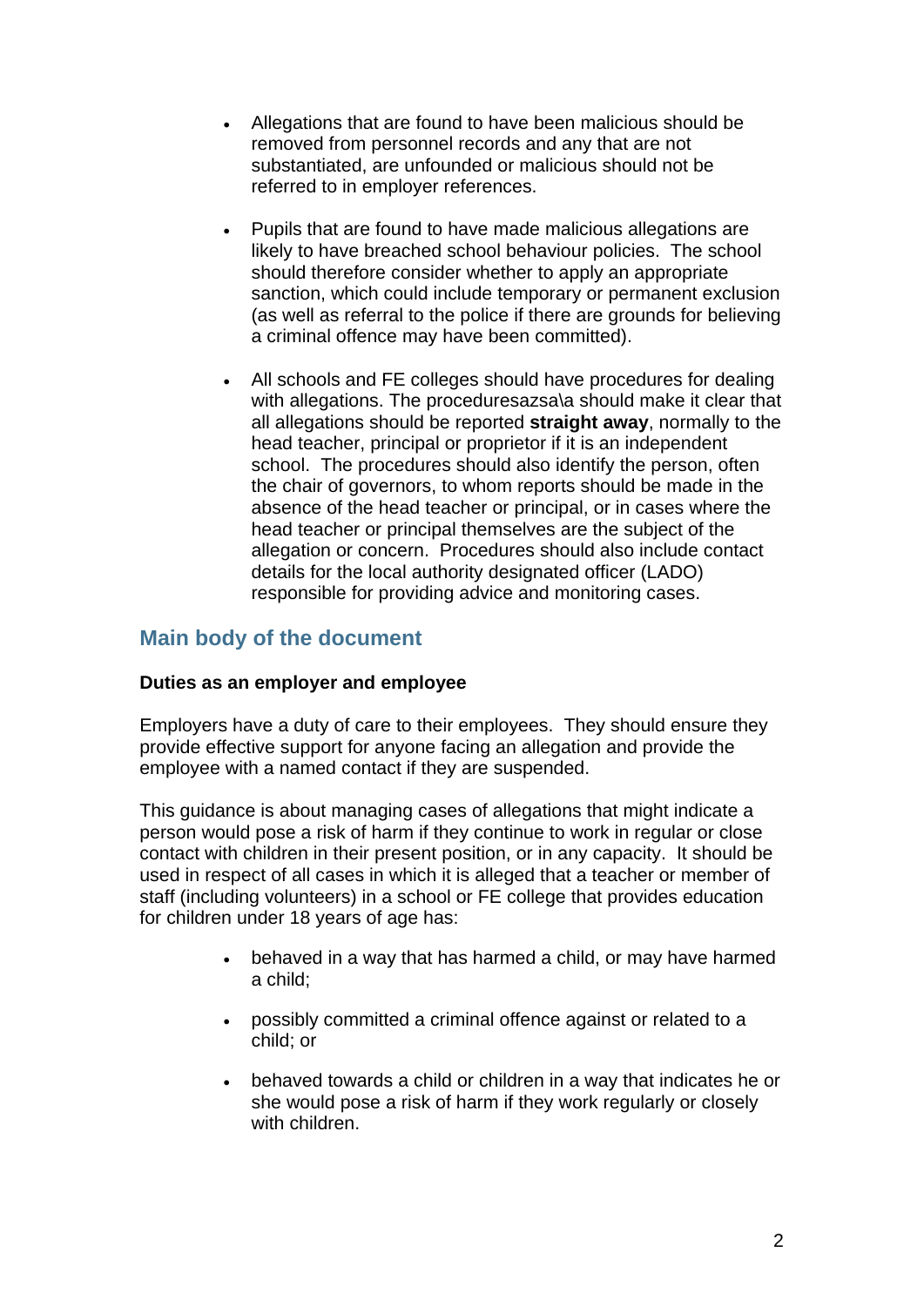- Allegations that are found to have been malicious should be removed from personnel records and any that are not substantiated, are unfounded or malicious should not be referred to in employer references.

- Pupils that are found to have made malicious allegations are likely to have breached school behaviour policies. The school should therefore consider whether to apply an appropriate sanction, which could include temporary or permanent exclusion (as well as referral to the police if there are grounds for believing a criminal offence may have been committed).

- All schools and FE colleges should have procedures for dealing with allegations. The proceduresazsa\a should make it clear that all allegations should be reported **straight away**, normally to the head teacher, principal or proprietor if it is an independent school. The procedures should also identify the person, often the chair of governors, to whom reports should be made in the absence of the head teacher or principal, or in cases where the head teacher or principal themselves are the subject of the allegation or concern. Procedures should also include contact details for the local authority designated officer (LADO) responsible for providing advice and monitoring cases.

## Main body of the document

**Duties as an employer and employee**

Employers have a duty of care to their employees. They should ensure they provide effective support for anyone facing an allegation and provide the employee with a named contact if they are suspended.

This guidance is about managing cases of allegations that might indicate a person would pose a risk of harm if they continue to work in regular or close contact with children in their present position, or in any capacity. It should be used in respect of all cases in which it is alleged that a teacher or member of staff (including volunteers) in a school or FE college that provides education for children under 18 years of age has:

- behaved in a way that has harmed a child, or may have harmed a child;

- possibly committed a criminal offence against or related to a child; or

- behaved towards a child or children in a way that indicates he or she would pose a risk of harm if they work regularly or closely with children.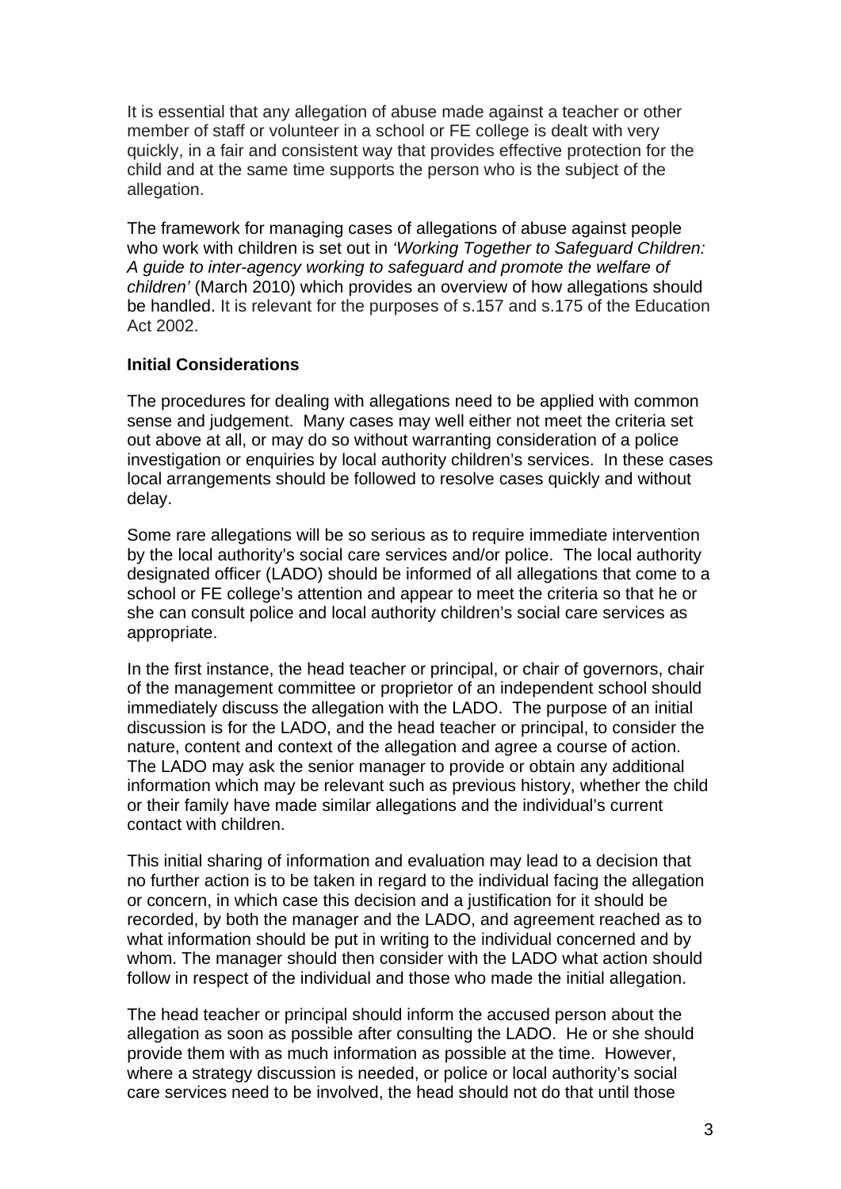It is essential that any allegation of abuse made against a teacher or other member of staff or volunteer in a school or FE college is dealt with very quickly, in a fair and consistent way that provides effective protection for the child and at the same time supports the person who is the subject of the allegation.

The framework for managing cases of allegations of abuse against people who work with children is set out in *'Working Together to Safeguard Children: A guide to inter-agency working to safeguard and promote the welfare of children'* (March 2010) which provides an overview of how allegations should be handled. It is relevant for the purposes of s.157 and s.175 of the Education Act 2002.

**Initial Considerations**

The procedures for dealing with allegations need to be applied with common sense and judgement. Many cases may well either not meet the criteria set out above at all, or may do so without warranting consideration of a police investigation or enquiries by local authority children's services. In these cases local arrangements should be followed to resolve cases quickly and without delay.

Some rare allegations will be so serious as to require immediate intervention by the local authority's social care services and/or police. The local authority designated officer (LADO) should be informed of all allegations that come to a school or FE college's attention and appear to meet the criteria so that he or she can consult police and local authority children's social care services as appropriate.

In the first instance, the head teacher or principal, or chair of governors, chair of the management committee or proprietor of an independent school should immediately discuss the allegation with the LADO. The purpose of an initial discussion is for the LADO, and the head teacher or principal, to consider the nature, content and context of the allegation and agree a course of action. The LADO may ask the senior manager to provide or obtain any additional information which may be relevant such as previous history, whether the child or their family have made similar allegations and the individual's current contact with children.

This initial sharing of information and evaluation may lead to a decision that no further action is to be taken in regard to the individual facing the allegation or concern, in which case this decision and a justification for it should be recorded, by both the manager and the LADO, and agreement reached as to what information should be put in writing to the individual concerned and by whom. The manager should then consider with the LADO what action should follow in respect of the individual and those who made the initial allegation.

The head teacher or principal should inform the accused person about the allegation as soon as possible after consulting the LADO. He or she should provide them with as much information as possible at the time. However, where a strategy discussion is needed, or police or local authority's social care services need to be involved, the head should not do that until those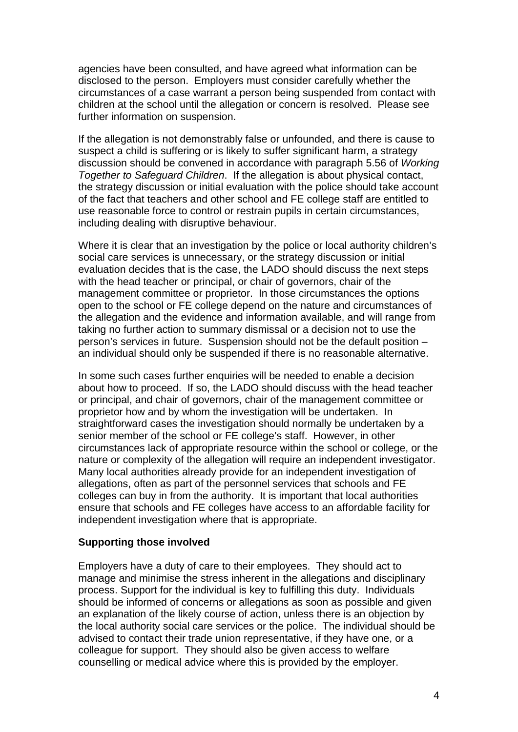agencies have been consulted, and have agreed what information can be disclosed to the person. Employers must consider carefully whether the circumstances of a case warrant a person being suspended from contact with children at the school until the allegation or concern is resolved. Please see further information on suspension.

If the allegation is not demonstrably false or unfounded, and there is cause to suspect a child is suffering or is likely to suffer significant harm, a strategy discussion should be convened in accordance with paragraph 5.56 of *Working Together to Safeguard Children*. If the allegation is about physical contact, the strategy discussion or initial evaluation with the police should take account of the fact that teachers and other school and FE college staff are entitled to use reasonable force to control or restrain pupils in certain circumstances, including dealing with disruptive behaviour.

Where it is clear that an investigation by the police or local authority children's social care services is unnecessary, or the strategy discussion or initial evaluation decides that is the case, the LADO should discuss the next steps with the head teacher or principal, or chair of governors, chair of the management committee or proprietor. In those circumstances the options open to the school or FE college depend on the nature and circumstances of the allegation and the evidence and information available, and will range from taking no further action to summary dismissal or a decision not to use the person's services in future. Suspension should not be the default position – an individual should only be suspended if there is no reasonable alternative.

In some such cases further enquiries will be needed to enable a decision about how to proceed. If so, the LADO should discuss with the head teacher or principal, and chair of governors, chair of the management committee or proprietor how and by whom the investigation will be undertaken. In straightforward cases the investigation should normally be undertaken by a senior member of the school or FE college's staff. However, in other circumstances lack of appropriate resource within the school or college, or the nature or complexity of the allegation will require an independent investigator. Many local authorities already provide for an independent investigation of allegations, often as part of the personnel services that schools and FE colleges can buy in from the authority. It is important that local authorities ensure that schools and FE colleges have access to an affordable facility for independent investigation where that is appropriate.

**Supporting those involved**

Employers have a duty of care to their employees. They should act to manage and minimise the stress inherent in the allegations and disciplinary process. Support for the individual is key to fulfilling this duty. Individuals should be informed of concerns or allegations as soon as possible and given an explanation of the likely course of action, unless there is an objection by the local authority social care services or the police. The individual should be advised to contact their trade union representative, if they have one, or a colleague for support. They should also be given access to welfare counselling or medical advice where this is provided by the employer.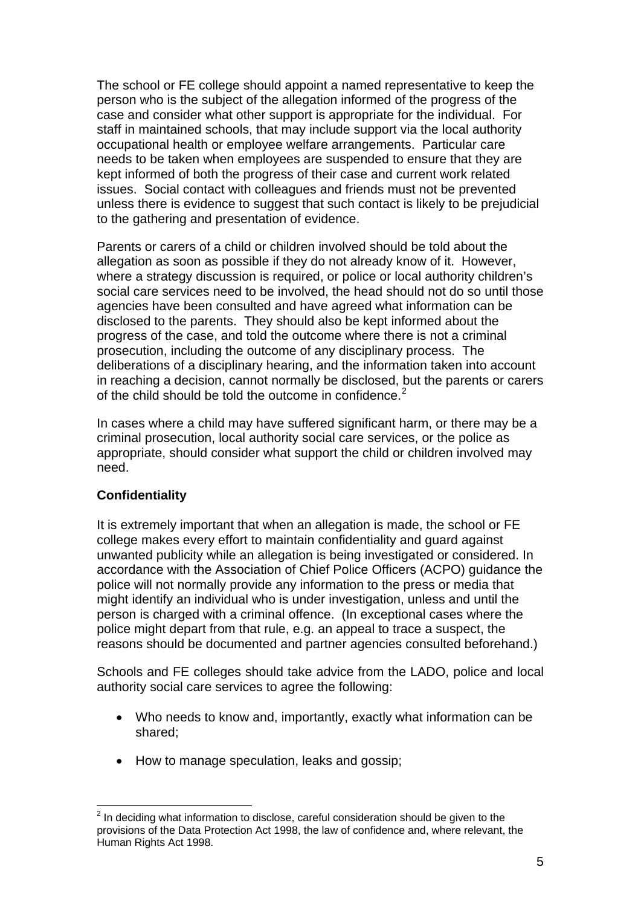The school or FE college should appoint a named representative to keep the person who is the subject of the allegation informed of the progress of the case and consider what other support is appropriate for the individual. For staff in maintained schools, that may include support via the local authority occupational health or employee welfare arrangements. Particular care needs to be taken when employees are suspended to ensure that they are kept informed of both the progress of their case and current work related issues. Social contact with colleagues and friends must not be prevented unless there is evidence to suggest that such contact is likely to be prejudicial to the gathering and presentation of evidence.

Parents or carers of a child or children involved should be told about the allegation as soon as possible if they do not already know of it. However, where a strategy discussion is required, or police or local authority children's social care services need to be involved, the head should not do so until those agencies have been consulted and have agreed what information can be disclosed to the parents. They should also be kept informed about the progress of the case, and told the outcome where there is not a criminal prosecution, including the outcome of any disciplinary process. The deliberations of a disciplinary hearing, and the information taken into account in reaching a decision, cannot normally be disclosed, but the parents or carers of the child should be told the outcome in confidence.[2]

In cases where a child may have suffered significant harm, or there may be a criminal prosecution, local authority social care services, or the police as appropriate, should consider what support the child or children involved may need.

**Confidentiality**

It is extremely important that when an allegation is made, the school or FE college makes every effort to maintain confidentiality and guard against unwanted publicity while an allegation is being investigated or considered. In accordance with the Association of Chief Police Officers (ACPO) guidance the police will not normally provide any information to the press or media that might identify an individual who is under investigation, unless and until the person is charged with a criminal offence. (In exceptional cases where the police might depart from that rule, e.g. an appeal to trace a suspect, the reasons should be documented and partner agencies consulted beforehand.)

Schools and FE colleges should take advice from the LADO, police and local authority social care services to agree the following:

- Who needs to know and, importantly, exactly what information can be shared;
- How to manage speculation, leaks and gossip;

[2] In deciding what information to disclose, careful consideration should be given to the provisions of the Data Protection Act 1998, the law of confidence and, where relevant, the Human Rights Act 1998.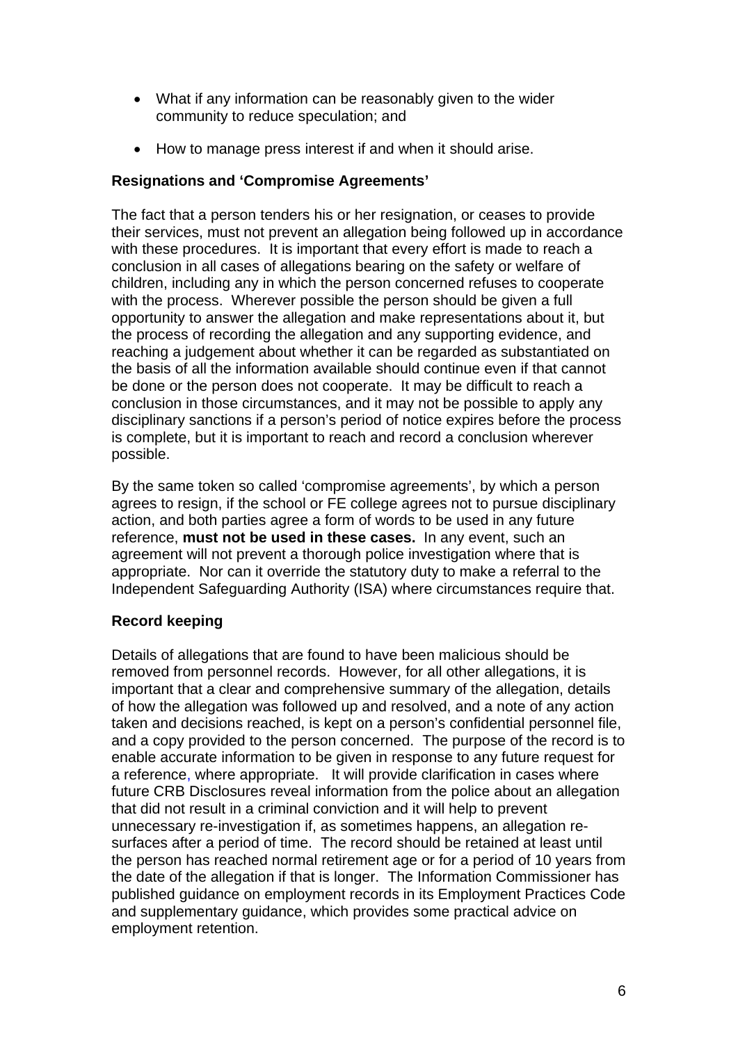- What if any information can be reasonably given to the wider community to reduce speculation; and
- How to manage press interest if and when it should arise.

**Resignations and 'Compromise Agreements'**

The fact that a person tenders his or her resignation, or ceases to provide their services, must not prevent an allegation being followed up in accordance with these procedures. It is important that every effort is made to reach a conclusion in all cases of allegations bearing on the safety or welfare of children, including any in which the person concerned refuses to cooperate with the process. Wherever possible the person should be given a full opportunity to answer the allegation and make representations about it, but the process of recording the allegation and any supporting evidence, and reaching a judgement about whether it can be regarded as substantiated on the basis of all the information available should continue even if that cannot be done or the person does not cooperate. It may be difficult to reach a conclusion in those circumstances, and it may not be possible to apply any disciplinary sanctions if a person's period of notice expires before the process is complete, but it is important to reach and record a conclusion wherever possible.

By the same token so called 'compromise agreements', by which a person agrees to resign, if the school or FE college agrees not to pursue disciplinary action, and both parties agree a form of words to be used in any future reference, **must not be used in these cases.** In any event, such an agreement will not prevent a thorough police investigation where that is appropriate. Nor can it override the statutory duty to make a referral to the Independent Safeguarding Authority (ISA) where circumstances require that.

**Record keeping**

Details of allegations that are found to have been malicious should be removed from personnel records. However, for all other allegations, it is important that a clear and comprehensive summary of the allegation, details of how the allegation was followed up and resolved, and a note of any action taken and decisions reached, is kept on a person's confidential personnel file, and a copy provided to the person concerned. The purpose of the record is to enable accurate information to be given in response to any future request for a reference, where appropriate. It will provide clarification in cases where future CRB Disclosures reveal information from the police about an allegation that did not result in a criminal conviction and it will help to prevent unnecessary re-investigation if, as sometimes happens, an allegation re-surfaces after a period of time. The record should be retained at least until the person has reached normal retirement age or for a period of 10 years from the date of the allegation if that is longer. The Information Commissioner has published guidance on employment records in its Employment Practices Code and supplementary guidance, which provides some practical advice on employment retention.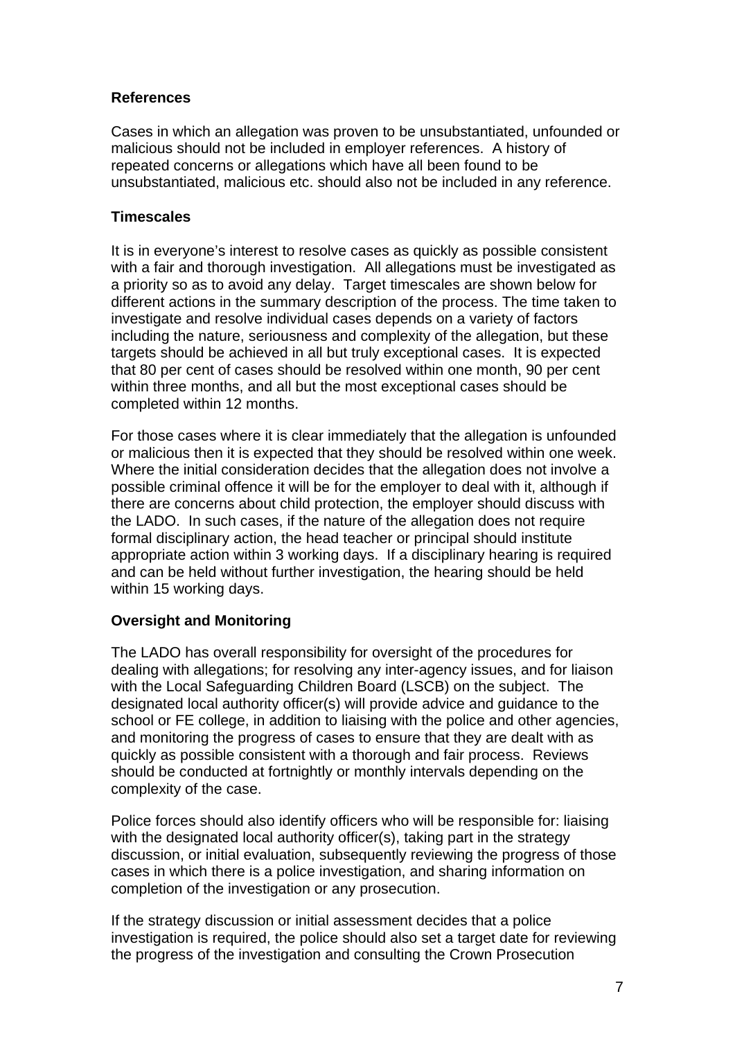## References

Cases in which an allegation was proven to be unsubstantiated, unfounded or malicious should not be included in employer references. A history of repeated concerns or allegations which have all been found to be unsubstantiated, malicious etc. should also not be included in any reference.

## Timescales

It is in everyone's interest to resolve cases as quickly as possible consistent with a fair and thorough investigation. All allegations must be investigated as a priority so as to avoid any delay. Target timescales are shown below for different actions in the summary description of the process. The time taken to investigate and resolve individual cases depends on a variety of factors including the nature, seriousness and complexity of the allegation, but these targets should be achieved in all but truly exceptional cases. It is expected that 80 per cent of cases should be resolved within one month, 90 per cent within three months, and all but the most exceptional cases should be completed within 12 months.

For those cases where it is clear immediately that the allegation is unfounded or malicious then it is expected that they should be resolved within one week. Where the initial consideration decides that the allegation does not involve a possible criminal offence it will be for the employer to deal with it, although if there are concerns about child protection, the employer should discuss with the LADO. In such cases, if the nature of the allegation does not require formal disciplinary action, the head teacher or principal should institute appropriate action within 3 working days. If a disciplinary hearing is required and can be held without further investigation, the hearing should be held within 15 working days.

## Oversight and Monitoring

The LADO has overall responsibility for oversight of the procedures for dealing with allegations; for resolving any inter-agency issues, and for liaison with the Local Safeguarding Children Board (LSCB) on the subject. The designated local authority officer(s) will provide advice and guidance to the school or FE college, in addition to liaising with the police and other agencies, and monitoring the progress of cases to ensure that they are dealt with as quickly as possible consistent with a thorough and fair process. Reviews should be conducted at fortnightly or monthly intervals depending on the complexity of the case.

Police forces should also identify officers who will be responsible for: liaising with the designated local authority officer(s), taking part in the strategy discussion, or initial evaluation, subsequently reviewing the progress of those cases in which there is a police investigation, and sharing information on completion of the investigation or any prosecution.

If the strategy discussion or initial assessment decides that a police investigation is required, the police should also set a target date for reviewing the progress of the investigation and consulting the Crown Prosecution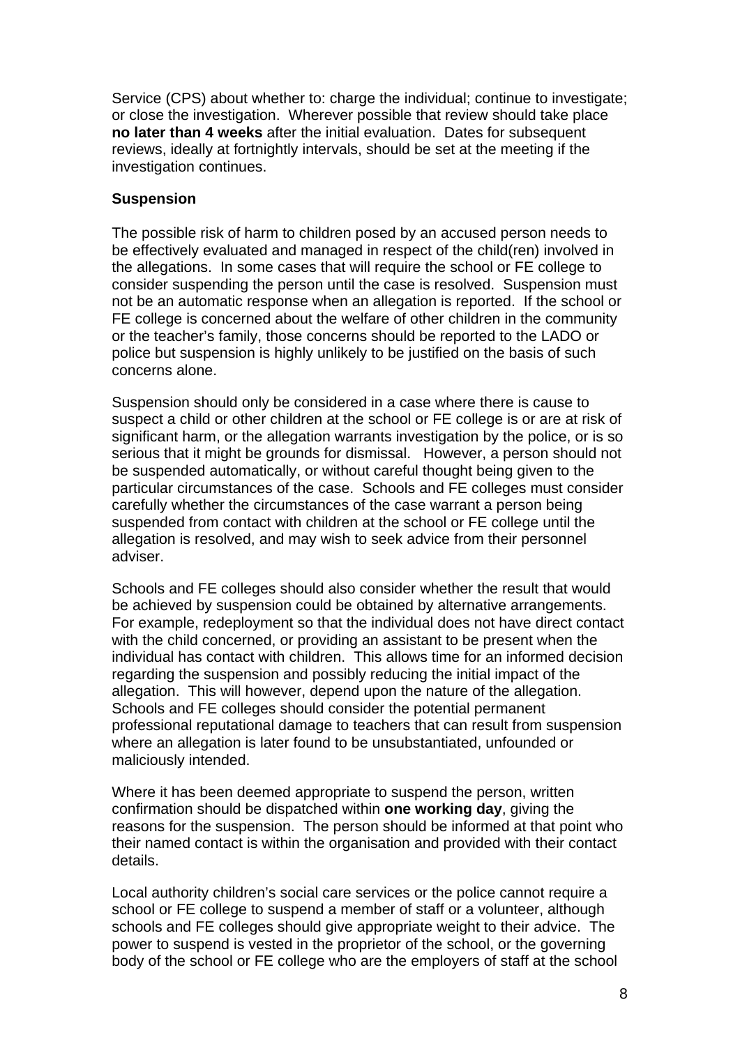Service (CPS) about whether to: charge the individual; continue to investigate; or close the investigation. Wherever possible that review should take place **no later than 4 weeks** after the initial evaluation. Dates for subsequent reviews, ideally at fortnightly intervals, should be set at the meeting if the investigation continues.

**Suspension**

The possible risk of harm to children posed by an accused person needs to be effectively evaluated and managed in respect of the child(ren) involved in the allegations. In some cases that will require the school or FE college to consider suspending the person until the case is resolved. Suspension must not be an automatic response when an allegation is reported. If the school or FE college is concerned about the welfare of other children in the community or the teacher's family, those concerns should be reported to the LADO or police but suspension is highly unlikely to be justified on the basis of such concerns alone.

Suspension should only be considered in a case where there is cause to suspect a child or other children at the school or FE college is or are at risk of significant harm, or the allegation warrants investigation by the police, or is so serious that it might be grounds for dismissal. However, a person should not be suspended automatically, or without careful thought being given to the particular circumstances of the case. Schools and FE colleges must consider carefully whether the circumstances of the case warrant a person being suspended from contact with children at the school or FE college until the allegation is resolved, and may wish to seek advice from their personnel adviser.

Schools and FE colleges should also consider whether the result that would be achieved by suspension could be obtained by alternative arrangements. For example, redeployment so that the individual does not have direct contact with the child concerned, or providing an assistant to be present when the individual has contact with children. This allows time for an informed decision regarding the suspension and possibly reducing the initial impact of the allegation. This will however, depend upon the nature of the allegation. Schools and FE colleges should consider the potential permanent professional reputational damage to teachers that can result from suspension where an allegation is later found to be unsubstantiated, unfounded or maliciously intended.

Where it has been deemed appropriate to suspend the person, written confirmation should be dispatched within **one working day**, giving the reasons for the suspension. The person should be informed at that point who their named contact is within the organisation and provided with their contact details.

Local authority children's social care services or the police cannot require a school or FE college to suspend a member of staff or a volunteer, although schools and FE colleges should give appropriate weight to their advice. The power to suspend is vested in the proprietor of the school, or the governing body of the school or FE college who are the employers of staff at the school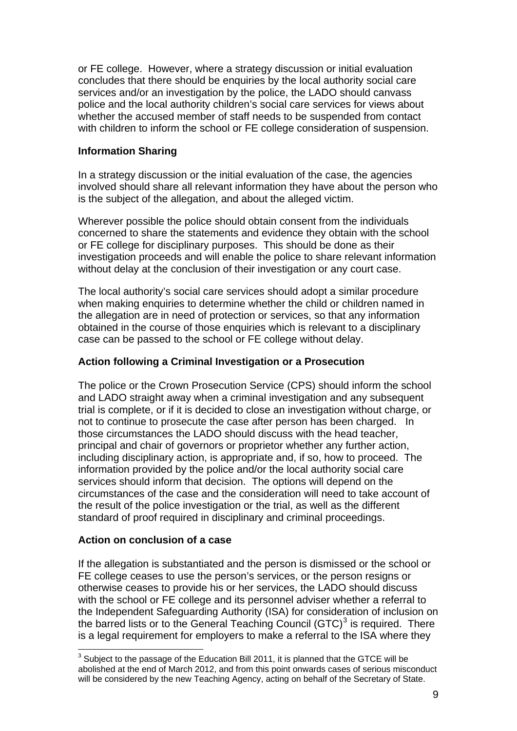or FE college. However, where a strategy discussion or initial evaluation concludes that there should be enquiries by the local authority social care services and/or an investigation by the police, the LADO should canvass police and the local authority children's social care services for views about whether the accused member of staff needs to be suspended from contact with children to inform the school or FE college consideration of suspension.

**Information Sharing**

In a strategy discussion or the initial evaluation of the case, the agencies involved should share all relevant information they have about the person who is the subject of the allegation, and about the alleged victim.

Wherever possible the police should obtain consent from the individuals concerned to share the statements and evidence they obtain with the school or FE college for disciplinary purposes. This should be done as their investigation proceeds and will enable the police to share relevant information without delay at the conclusion of their investigation or any court case.

The local authority's social care services should adopt a similar procedure when making enquiries to determine whether the child or children named in the allegation are in need of protection or services, so that any information obtained in the course of those enquiries which is relevant to a disciplinary case can be passed to the school or FE college without delay.

**Action following a Criminal Investigation or a Prosecution**

The police or the Crown Prosecution Service (CPS) should inform the school and LADO straight away when a criminal investigation and any subsequent trial is complete, or if it is decided to close an investigation without charge, or not to continue to prosecute the case after person has been charged. In those circumstances the LADO should discuss with the head teacher, principal and chair of governors or proprietor whether any further action, including disciplinary action, is appropriate and, if so, how to proceed. The information provided by the police and/or the local authority social care services should inform that decision. The options will depend on the circumstances of the case and the consideration will need to take account of the result of the police investigation or the trial, as well as the different standard of proof required in disciplinary and criminal proceedings.

**Action on conclusion of a case**

If the allegation is substantiated and the person is dismissed or the school or FE college ceases to use the person's services, or the person resigns or otherwise ceases to provide his or her services, the LADO should discuss with the school or FE college and its personnel adviser whether a referral to the Independent Safeguarding Authority (ISA) for consideration of inclusion on the barred lists or to the General Teaching Council (GTC)[3] is required. There is a legal requirement for employers to make a referral to the ISA where they

[3] Subject to the passage of the Education Bill 2011, it is planned that the GTCE will be abolished at the end of March 2012, and from this point onwards cases of serious misconduct will be considered by the new Teaching Agency, acting on behalf of the Secretary of State.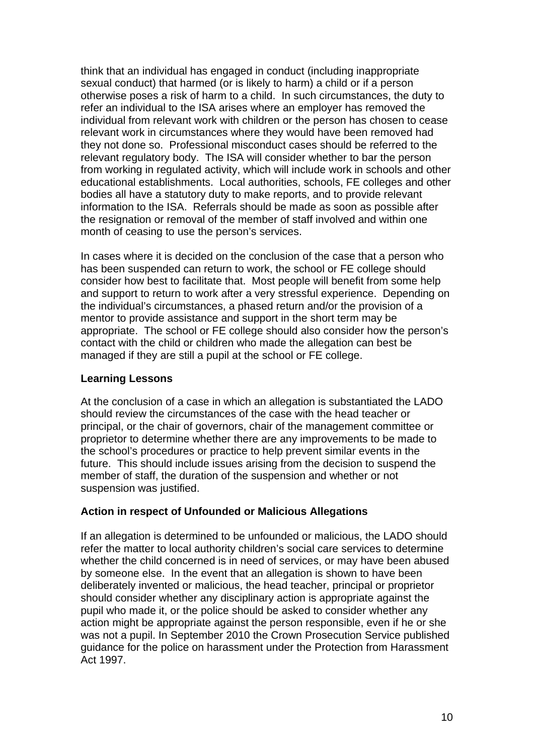think that an individual has engaged in conduct (including inappropriate sexual conduct) that harmed (or is likely to harm) a child or if a person otherwise poses a risk of harm to a child. In such circumstances, the duty to refer an individual to the ISA arises where an employer has removed the individual from relevant work with children or the person has chosen to cease relevant work in circumstances where they would have been removed had they not done so. Professional misconduct cases should be referred to the relevant regulatory body. The ISA will consider whether to bar the person from working in regulated activity, which will include work in schools and other educational establishments. Local authorities, schools, FE colleges and other bodies all have a statutory duty to make reports, and to provide relevant information to the ISA. Referrals should be made as soon as possible after the resignation or removal of the member of staff involved and within one month of ceasing to use the person's services.

In cases where it is decided on the conclusion of the case that a person who has been suspended can return to work, the school or FE college should consider how best to facilitate that. Most people will benefit from some help and support to return to work after a very stressful experience. Depending on the individual's circumstances, a phased return and/or the provision of a mentor to provide assistance and support in the short term may be appropriate. The school or FE college should also consider how the person's contact with the child or children who made the allegation can best be managed if they are still a pupil at the school or FE college.

**Learning Lessons**

At the conclusion of a case in which an allegation is substantiated the LADO should review the circumstances of the case with the head teacher or principal, or the chair of governors, chair of the management committee or proprietor to determine whether there are any improvements to be made to the school's procedures or practice to help prevent similar events in the future. This should include issues arising from the decision to suspend the member of staff, the duration of the suspension and whether or not suspension was justified.

**Action in respect of Unfounded or Malicious Allegations**

If an allegation is determined to be unfounded or malicious, the LADO should refer the matter to local authority children's social care services to determine whether the child concerned is in need of services, or may have been abused by someone else. In the event that an allegation is shown to have been deliberately invented or malicious, the head teacher, principal or proprietor should consider whether any disciplinary action is appropriate against the pupil who made it, or the police should be asked to consider whether any action might be appropriate against the person responsible, even if he or she was not a pupil. In September 2010 the Crown Prosecution Service published guidance for the police on harassment under the Protection from Harassment Act 1997.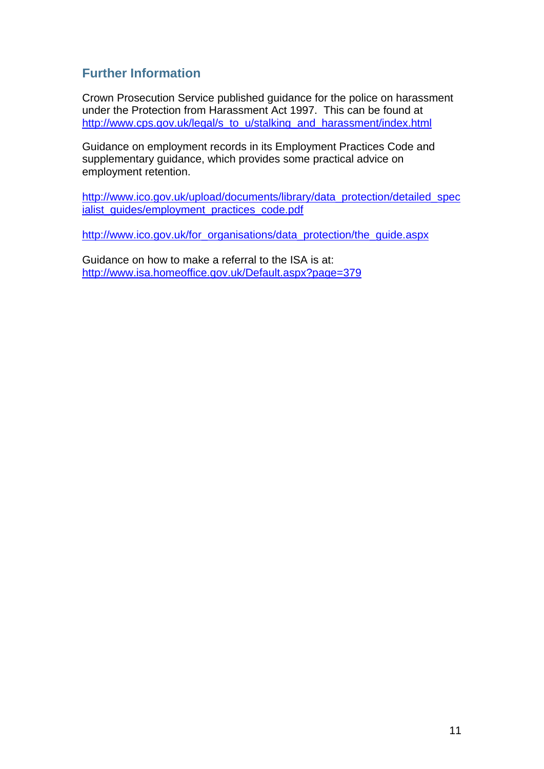## Further Information

Crown Prosecution Service published guidance for the police on harassment under the Protection from Harassment Act 1997. This can be found at http://www.cps.gov.uk/legal/s_to_u/stalking_and_harassment/index.html

Guidance on employment records in its Employment Practices Code and supplementary guidance, which provides some practical advice on employment retention.

http://www.ico.gov.uk/upload/documents/library/data_protection/detailed_specialist_guides/employment_practices_code.pdf

http://www.ico.gov.uk/for_organisations/data_protection/the_guide.aspx

Guidance on how to make a referral to the ISA is at:
http://www.isa.homeoffice.gov.uk/Default.aspx?page=379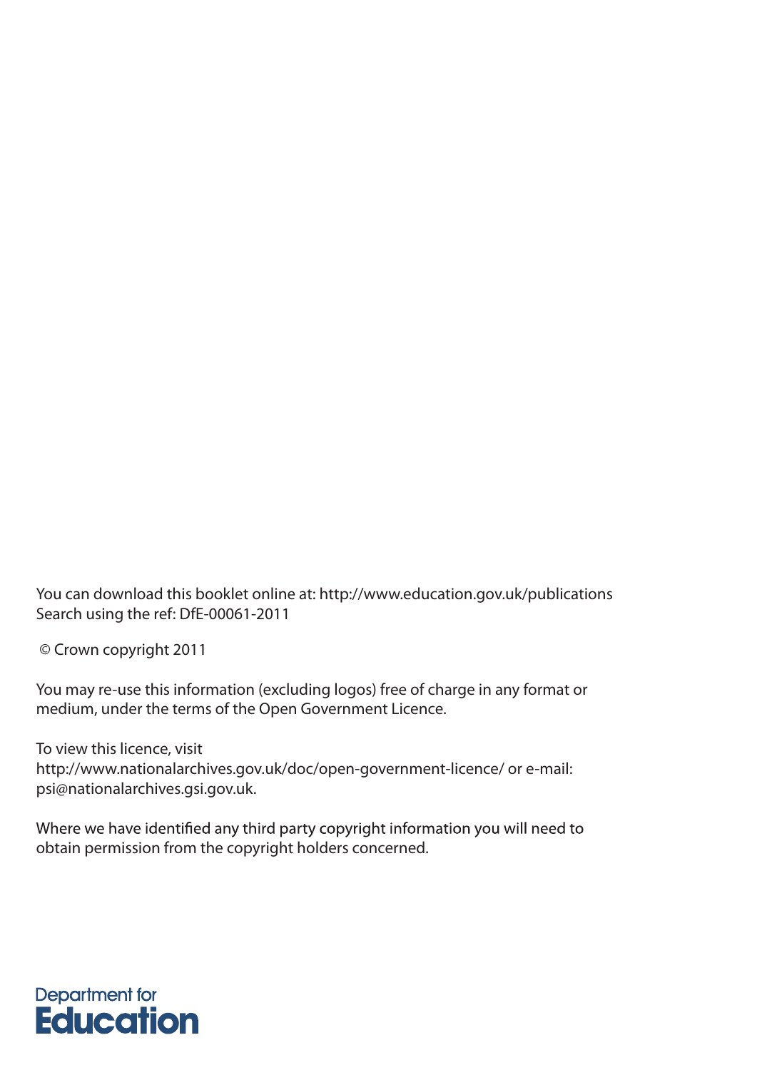You can download this booklet online at: http://www.education.gov.uk/publications
Search using the ref: DfE-00061-2011

© Crown copyright 2011

You may re-use this information (excluding logos) free of charge in any format or medium, under the terms of the Open Government Licence.

To view this licence, visit
http://www.nationalarchives.gov.uk/doc/open-government-licence/ or e-mail: psi@nationalarchives.gsi.gov.uk.

Where we have identified any third party copyright information you will need to obtain permission from the copyright holders concerned.

Department for
Education